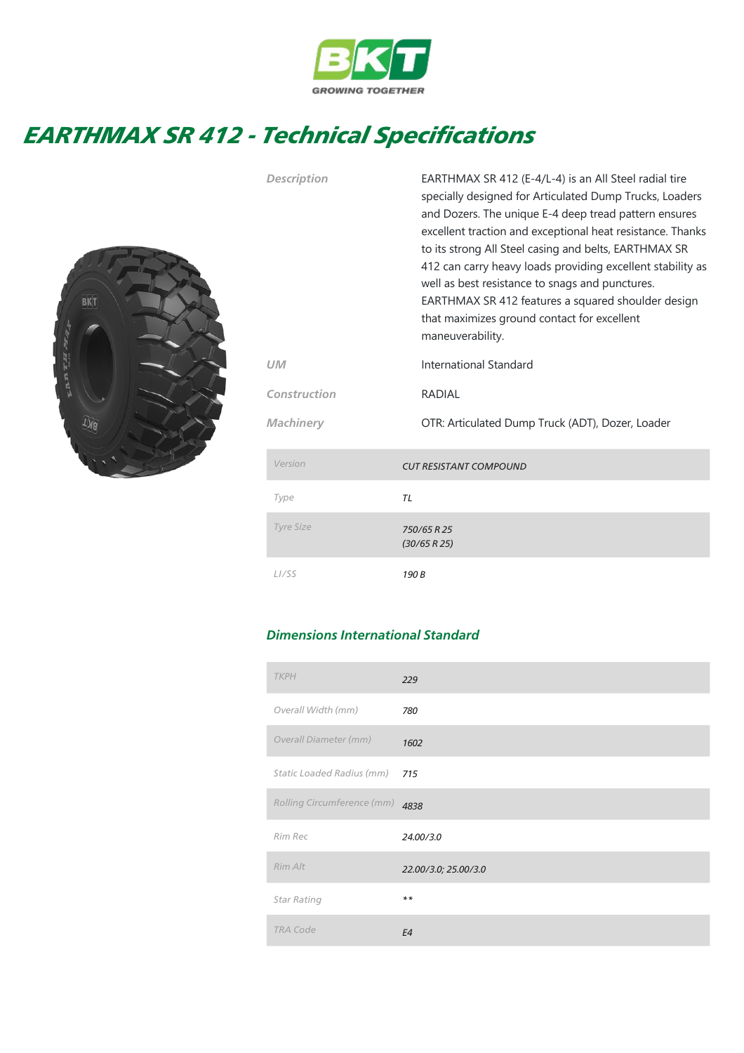BKT

GROWING TOGETHER

# EARTHMAX SR 412 - Technical Specifications

| | |
|---|---|
| Description | EARTHMAX SR 412 (E-4/L-4) is an All Steel radial tire specially designed for Articulated Dump Trucks, Loaders and Dozers. The unique E-4 deep tread pattern ensures excellent traction and exceptional heat resistance. Thanks to its strong All Steel casing and belts, EARTHMAX SR 412 can carry heavy loads providing excellent stability as well as best resistance to snags and punctures. EARTHMAX SR 412 features a squared shoulder design that maximizes ground contact for excellent maneuverability. |
| UM | International Standard |
| Construction | RADIAL |
| Machinery | OTR: Articulated Dump Truck (ADT), Dozer, Loader |

| | |
|---|---|
| Version | CUT RESISTANT COMPOUND |
| Type | TL |
| Tyre Size | 750/65 R 25<br>(30/65 R 25) |
| LI/SS | 190 B |

## Dimensions International Standard

| | |
|---|---|
| TKPH | 229 |
| Overall Width (mm) | 780 |
| Overall Diameter (mm) | 1602 |
| Static Loaded Radius (mm) | 715 |
| Rolling Circumference (mm) | 4838 |
| Rim Rec | 24.00/3.0 |
| Rim Alt | 22.00/3.0; 25.00/3.0 |
| Star Rating | ** |
| TRA Code | E4 |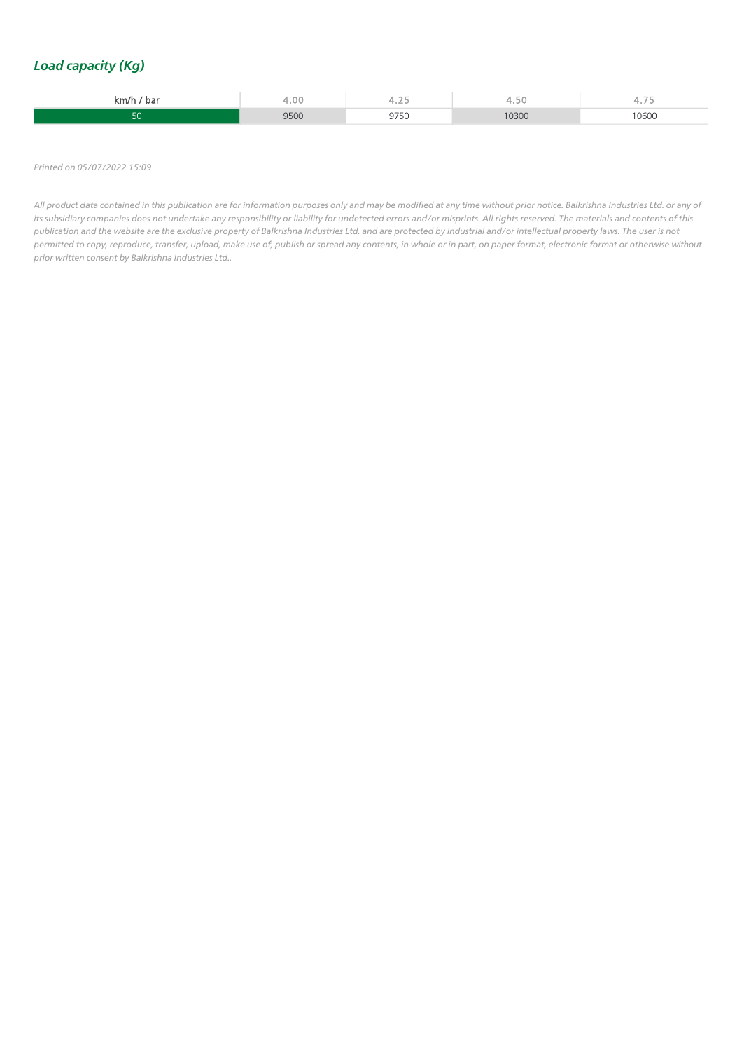### *Load capacity (Kg)*

| km/h / bar | 4.00 | 4.25 | 4.50 | 4.75 |
|---|---|---|---|---|
| 50 | 9500 | 9750 | 10300 | 10600 |

*Printed on 05/07/2022 15:09*

*All product data contained in this publication are for information purposes only and may be modified at any time without prior notice. Balkrishna Industries Ltd. or any of its subsidiary companies does not undertake any responsibility or liability for undetected errors and/or misprints. All rights reserved. The materials and contents of this publication and the website are the exclusive property of Balkrishna Industries Ltd. and are protected by industrial and/or intellectual property laws. The user is not permitted to copy, reproduce, transfer, upload, make use of, publish or spread any contents, in whole or in part, on paper format, electronic format or otherwise without prior written consent by Balkrishna Industries Ltd..*